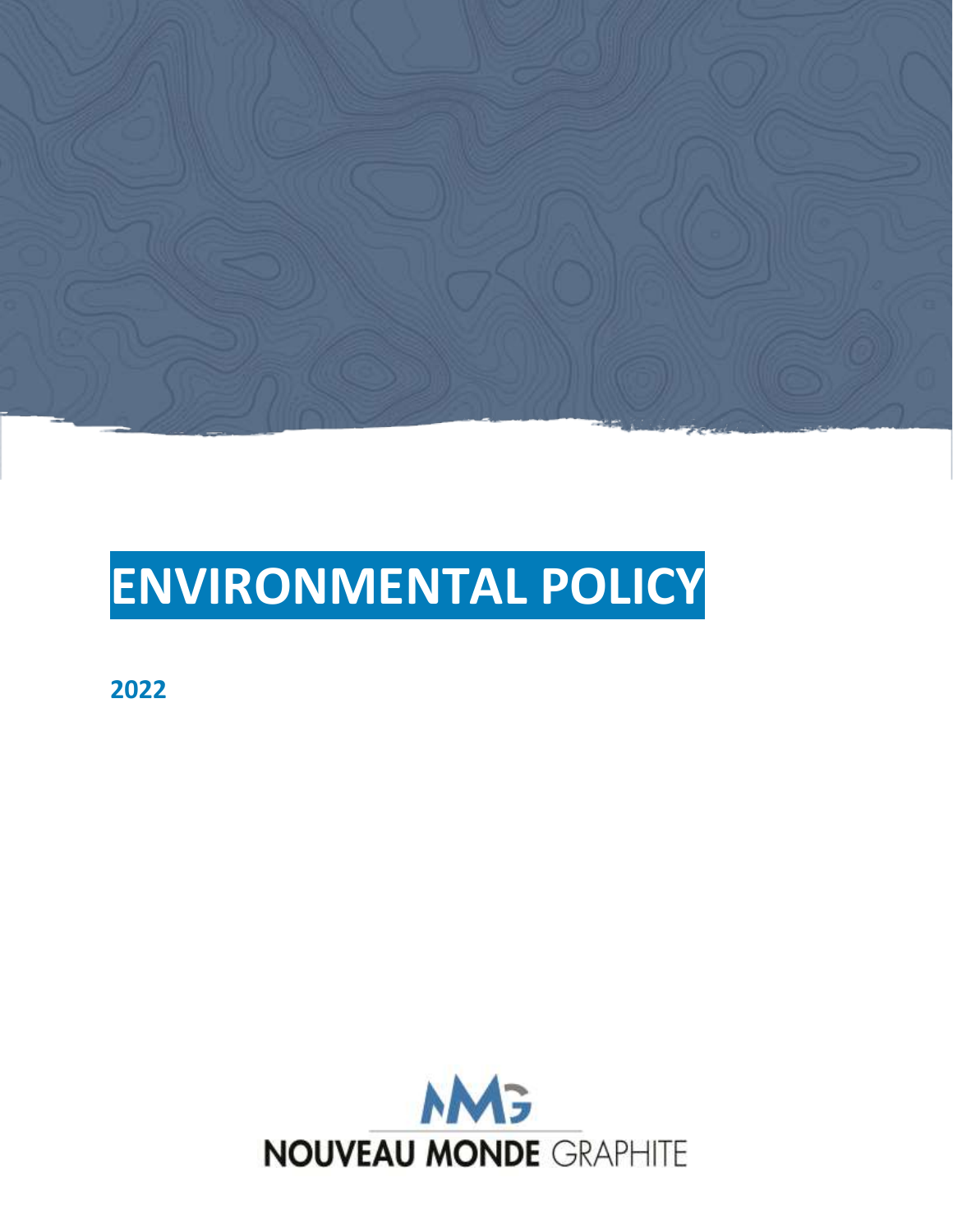# ENVIRONMENTAL POLICY

**2022**

NOUVEAU MONDE GRAPHITE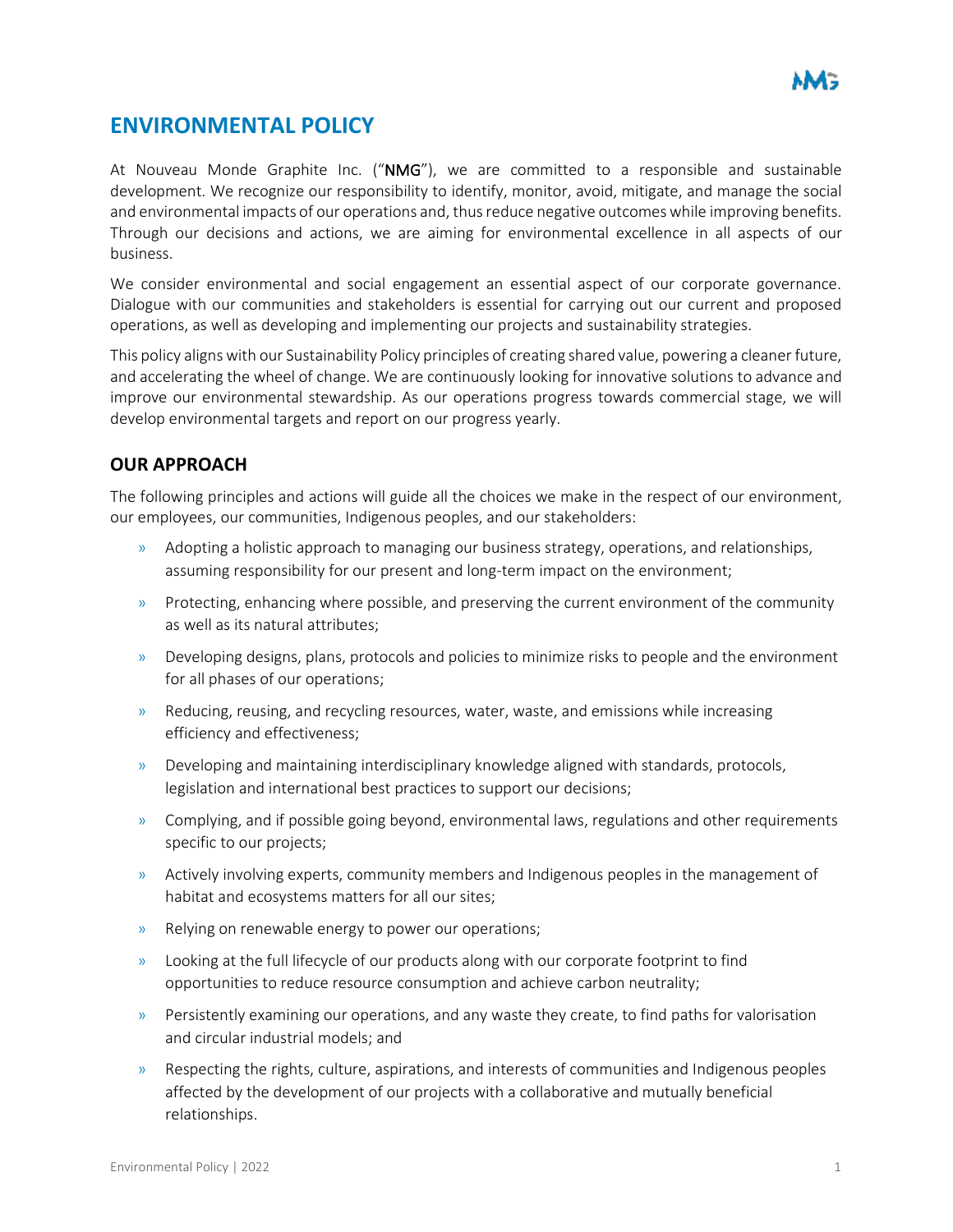# ENVIRONMENTAL POLICY

At Nouveau Monde Graphite Inc. ("**NMG**"), we are committed to a responsible and sustainable development. We recognize our responsibility to identify, monitor, avoid, mitigate, and manage the social and environmental impacts of our operations and, thus reduce negative outcomes while improving benefits. Through our decisions and actions, we are aiming for environmental excellence in all aspects of our business.

We consider environmental and social engagement an essential aspect of our corporate governance. Dialogue with our communities and stakeholders is essential for carrying out our current and proposed operations, as well as developing and implementing our projects and sustainability strategies.

This policy aligns with our Sustainability Policy principles of creating shared value, powering a cleaner future, and accelerating the wheel of change. We are continuously looking for innovative solutions to advance and improve our environmental stewardship. As our operations progress towards commercial stage, we will develop environmental targets and report on our progress yearly.

## OUR APPROACH

The following principles and actions will guide all the choices we make in the respect of our environment, our employees, our communities, Indigenous peoples, and our stakeholders:

- Adopting a holistic approach to managing our business strategy, operations, and relationships, assuming responsibility for our present and long-term impact on the environment;
- Protecting, enhancing where possible, and preserving the current environment of the community as well as its natural attributes;
- Developing designs, plans, protocols and policies to minimize risks to people and the environment for all phases of our operations;
- Reducing, reusing, and recycling resources, water, waste, and emissions while increasing efficiency and effectiveness;
- Developing and maintaining interdisciplinary knowledge aligned with standards, protocols, legislation and international best practices to support our decisions;
- Complying, and if possible going beyond, environmental laws, regulations and other requirements specific to our projects;
- Actively involving experts, community members and Indigenous peoples in the management of habitat and ecosystems matters for all our sites;
- Relying on renewable energy to power our operations;
- Looking at the full lifecycle of our products along with our corporate footprint to find opportunities to reduce resource consumption and achieve carbon neutrality;
- Persistently examining our operations, and any waste they create, to find paths for valorisation and circular industrial models; and
- Respecting the rights, culture, aspirations, and interests of communities and Indigenous peoples affected by the development of our projects with a collaborative and mutually beneficial relationships.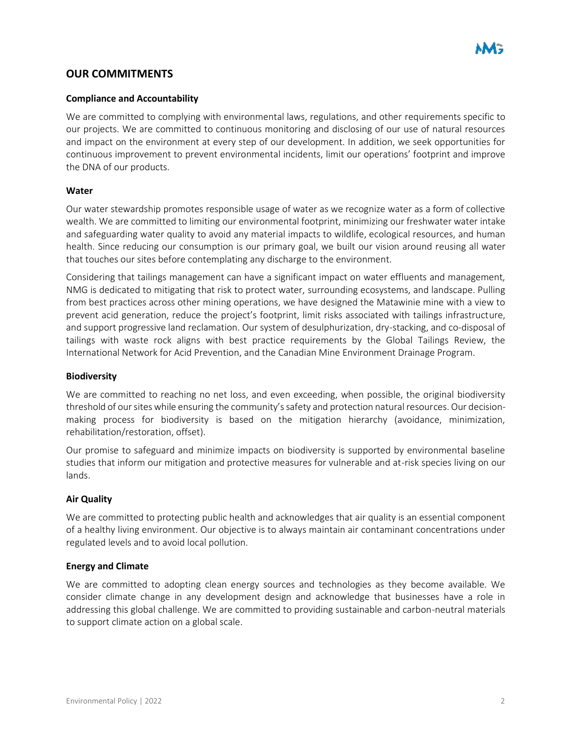## OUR COMMITMENTS

### Compliance and Accountability

We are committed to complying with environmental laws, regulations, and other requirements specific to our projects. We are committed to continuous monitoring and disclosing of our use of natural resources and impact on the environment at every step of our development. In addition, we seek opportunities for continuous improvement to prevent environmental incidents, limit our operations' footprint and improve the DNA of our products.

### Water

Our water stewardship promotes responsible usage of water as we recognize water as a form of collective wealth. We are committed to limiting our environmental footprint, minimizing our freshwater water intake and safeguarding water quality to avoid any material impacts to wildlife, ecological resources, and human health. Since reducing our consumption is our primary goal, we built our vision around reusing all water that touches our sites before contemplating any discharge to the environment.

Considering that tailings management can have a significant impact on water effluents and management, NMG is dedicated to mitigating that risk to protect water, surrounding ecosystems, and landscape. Pulling from best practices across other mining operations, we have designed the Matawinie mine with a view to prevent acid generation, reduce the project's footprint, limit risks associated with tailings infrastructure, and support progressive land reclamation. Our system of desulphurization, dry-stacking, and co-disposal of tailings with waste rock aligns with best practice requirements by the Global Tailings Review, the International Network for Acid Prevention, and the Canadian Mine Environment Drainage Program.

### Biodiversity

We are committed to reaching no net loss, and even exceeding, when possible, the original biodiversity threshold of our sites while ensuring the community's safety and protection natural resources. Our decision-making process for biodiversity is based on the mitigation hierarchy (avoidance, minimization, rehabilitation/restoration, offset).

Our promise to safeguard and minimize impacts on biodiversity is supported by environmental baseline studies that inform our mitigation and protective measures for vulnerable and at-risk species living on our lands.

### Air Quality

We are committed to protecting public health and acknowledges that air quality is an essential component of a healthy living environment. Our objective is to always maintain air contaminant concentrations under regulated levels and to avoid local pollution.

### Energy and Climate

We are committed to adopting clean energy sources and technologies as they become available. We consider climate change in any development design and acknowledge that businesses have a role in addressing this global challenge. We are committed to providing sustainable and carbon-neutral materials to support climate action on a global scale.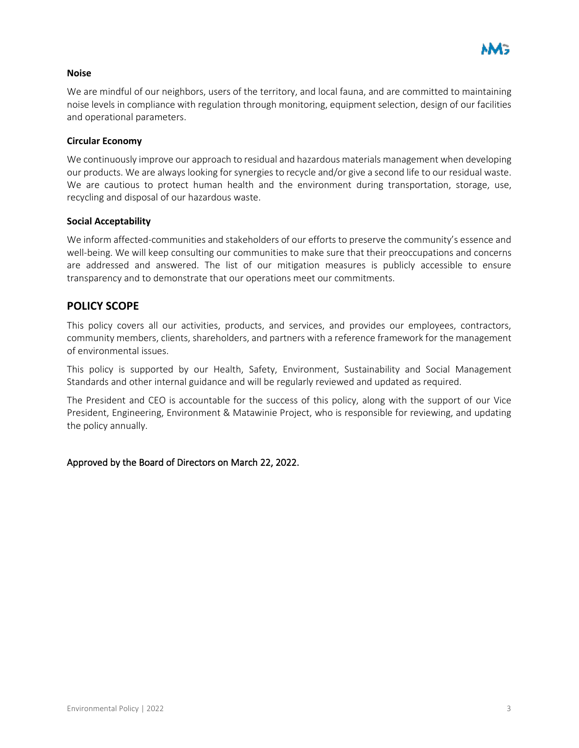### Noise

We are mindful of our neighbors, users of the territory, and local fauna, and are committed to maintaining noise levels in compliance with regulation through monitoring, equipment selection, design of our facilities and operational parameters.

### Circular Economy

We continuously improve our approach to residual and hazardous materials management when developing our products. We are always looking for synergies to recycle and/or give a second life to our residual waste. We are cautious to protect human health and the environment during transportation, storage, use, recycling and disposal of our hazardous waste.

### Social Acceptability

We inform affected-communities and stakeholders of our efforts to preserve the community's essence and well-being. We will keep consulting our communities to make sure that their preoccupations and concerns are addressed and answered. The list of our mitigation measures is publicly accessible to ensure transparency and to demonstrate that our operations meet our commitments.

## POLICY SCOPE

This policy covers all our activities, products, and services, and provides our employees, contractors, community members, clients, shareholders, and partners with a reference framework for the management of environmental issues.

This policy is supported by our Health, Safety, Environment, Sustainability and Social Management Standards and other internal guidance and will be regularly reviewed and updated as required.

The President and CEO is accountable for the success of this policy, along with the support of our Vice President, Engineering, Environment & Matawinie Project, who is responsible for reviewing, and updating the policy annually.

Approved by the Board of Directors on March 22, 2022.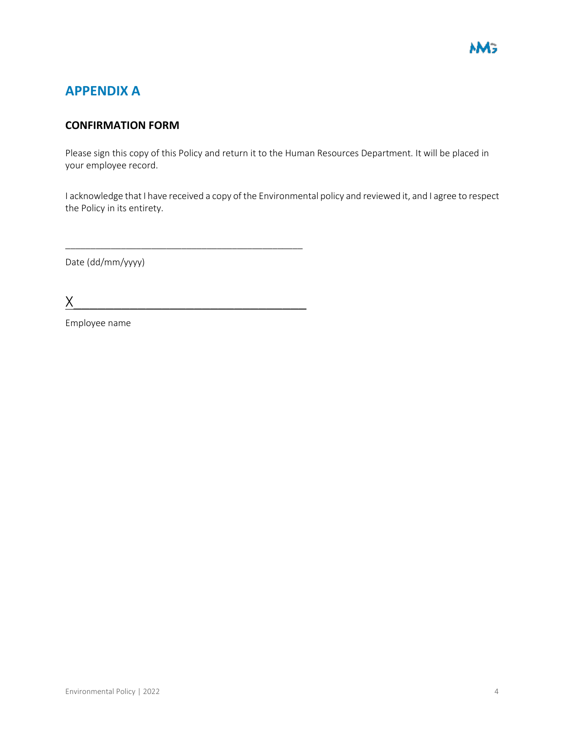# APPENDIX A

### CONFIRMATION FORM

Please sign this copy of this Policy and return it to the Human Resources Department. It will be placed in your employee record.

I acknowledge that I have received a copy of the Environmental policy and reviewed it, and I agree to respect the Policy in its entirety.

_____________________________________________

Date (dd/mm/yyyy)

X____________________________________

Employee name